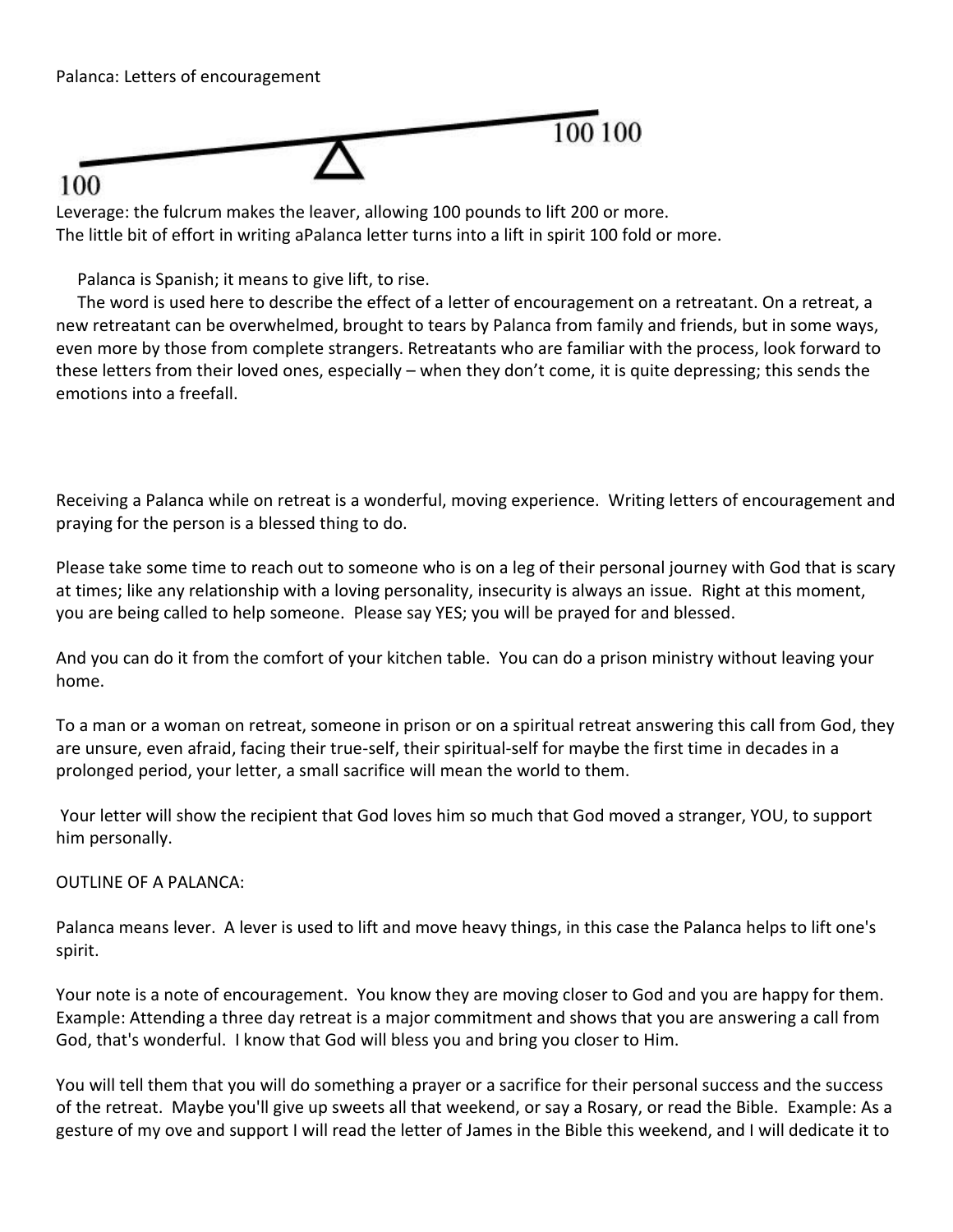Palanca: Letters of encouragement

100 100

100

Leverage: the fulcrum makes the leaver, allowing 100 pounds to lift 200 or more.
The little bit of effort in writing aPalanca letter turns into a lift in spirit 100 fold or more.

Palanca is Spanish; it means to give lift, to rise.

The word is used here to describe the effect of a letter of encouragement on a retreatant. On a retreat, a new retreatant can be overwhelmed, brought to tears by Palanca from family and friends, but in some ways, even more by those from complete strangers. Retreatants who are familiar with the process, look forward to these letters from their loved ones, especially – when they don't come, it is quite depressing; this sends the emotions into a freefall.

Receiving a Palanca while on retreat is a wonderful, moving experience. Writing letters of encouragement and praying for the person is a blessed thing to do.

Please take some time to reach out to someone who is on a leg of their personal journey with God that is scary at times; like any relationship with a loving personality, insecurity is always an issue. Right at this moment, you are being called to help someone. Please say YES; you will be prayed for and blessed.

And you can do it from the comfort of your kitchen table. You can do a prison ministry without leaving your home.

To a man or a woman on retreat, someone in prison or on a spiritual retreat answering this call from God, they are unsure, even afraid, facing their true-self, their spiritual-self for maybe the first time in decades in a prolonged period, your letter, a small sacrifice will mean the world to them.

Your letter will show the recipient that God loves him so much that God moved a stranger, YOU, to support him personally.

OUTLINE OF A PALANCA:

Palanca means lever. A lever is used to lift and move heavy things, in this case the Palanca helps to lift one's spirit.

Your note is a note of encouragement. You know they are moving closer to God and you are happy for them. Example: Attending a three day retreat is a major commitment and shows that you are answering a call from God, that's wonderful. I know that God will bless you and bring you closer to Him.

You will tell them that you will do something a prayer or a sacrifice for their personal success and the success of the retreat. Maybe you'll give up sweets all that weekend, or say a Rosary, or read the Bible. Example: As a gesture of my ove and support I will read the letter of James in the Bible this weekend, and I will dedicate it to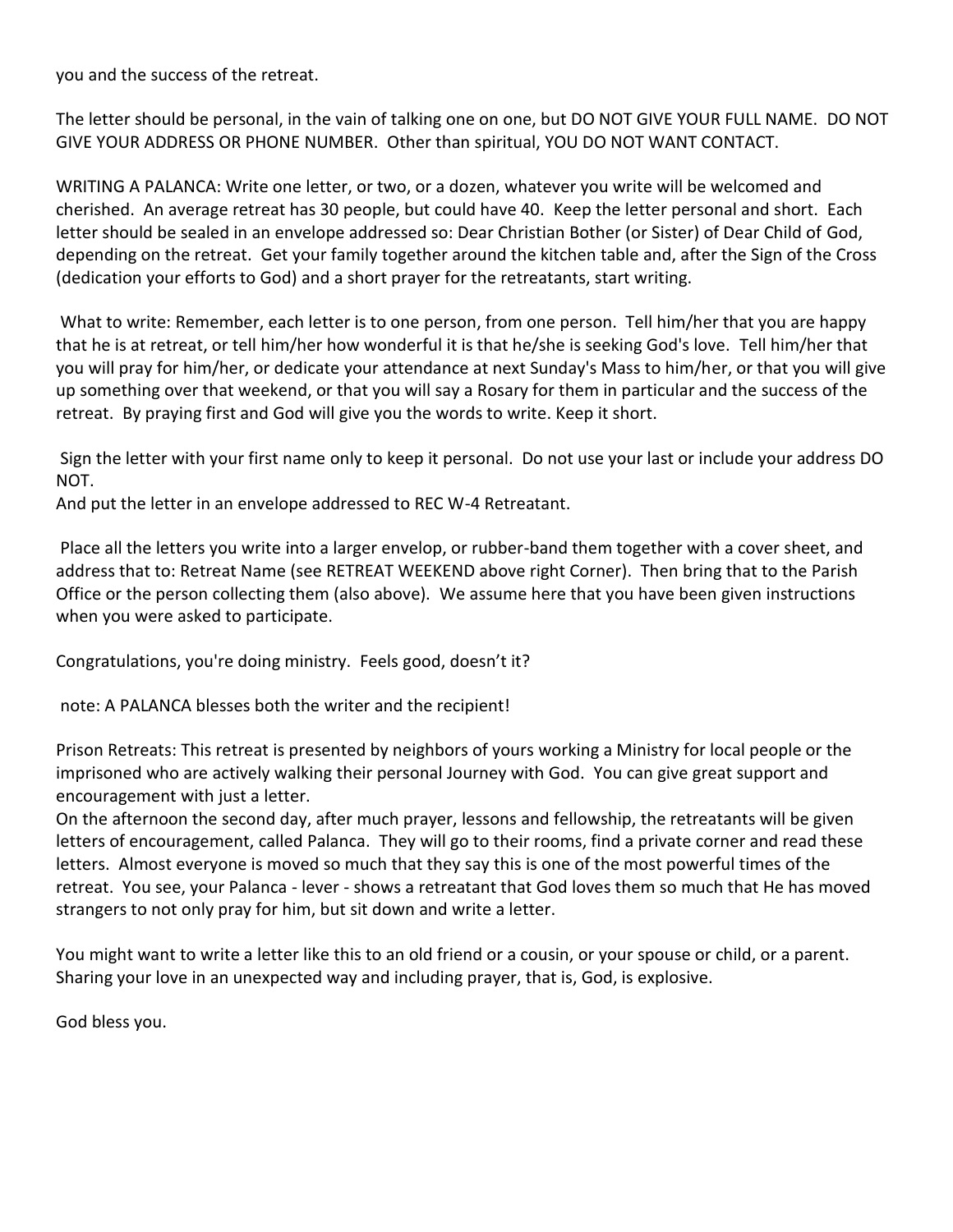you and the success of the retreat.

The letter should be personal, in the vain of talking one on one, but DO NOT GIVE YOUR FULL NAME. DO NOT GIVE YOUR ADDRESS OR PHONE NUMBER. Other than spiritual, YOU DO NOT WANT CONTACT.

WRITING A PALANCA: Write one letter, or two, or a dozen, whatever you write will be welcomed and cherished. An average retreat has 30 people, but could have 40. Keep the letter personal and short. Each letter should be sealed in an envelope addressed so: Dear Christian Bother (or Sister) of Dear Child of God, depending on the retreat. Get your family together around the kitchen table and, after the Sign of the Cross (dedication your efforts to God) and a short prayer for the retreatants, start writing.

What to write: Remember, each letter is to one person, from one person. Tell him/her that you are happy that he is at retreat, or tell him/her how wonderful it is that he/she is seeking God's love. Tell him/her that you will pray for him/her, or dedicate your attendance at next Sunday's Mass to him/her, or that you will give up something over that weekend, or that you will say a Rosary for them in particular and the success of the retreat. By praying first and God will give you the words to write. Keep it short.

Sign the letter with your first name only to keep it personal. Do not use your last or include your address DO NOT.
And put the letter in an envelope addressed to REC W-4 Retreatant.

Place all the letters you write into a larger envelop, or rubber-band them together with a cover sheet, and address that to: Retreat Name (see RETREAT WEEKEND above right Corner). Then bring that to the Parish Office or the person collecting them (also above). We assume here that you have been given instructions when you were asked to participate.

Congratulations, you're doing ministry. Feels good, doesn't it?

note: A PALANCA blesses both the writer and the recipient!

Prison Retreats: This retreat is presented by neighbors of yours working a Ministry for local people or the imprisoned who are actively walking their personal Journey with God. You can give great support and encouragement with just a letter.
On the afternoon the second day, after much prayer, lessons and fellowship, the retreatants will be given letters of encouragement, called Palanca. They will go to their rooms, find a private corner and read these letters. Almost everyone is moved so much that they say this is one of the most powerful times of the retreat. You see, your Palanca - lever - shows a retreatant that God loves them so much that He has moved strangers to not only pray for him, but sit down and write a letter.

You might want to write a letter like this to an old friend or a cousin, or your spouse or child, or a parent. Sharing your love in an unexpected way and including prayer, that is, God, is explosive.

God bless you.